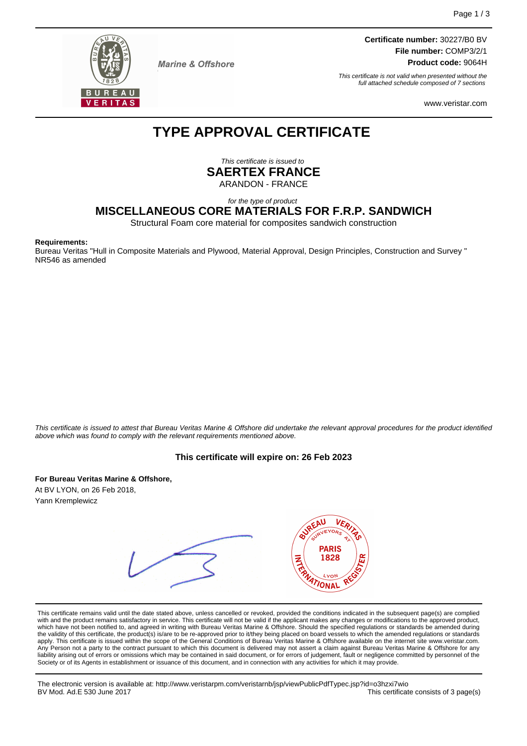Marine & Offshore

**Certificate number:** 30227/B0 BV
**File number:** COMP3/2/1
**Product code:** 9064H

*This certificate is not valid when presented without the full attached schedule composed of 7 sections*

www.veristar.com

# TYPE APPROVAL CERTIFICATE

*This certificate is issued to*

**SAERTEX FRANCE**

ARANDON - FRANCE

*for the type of product*

## MISCELLANEOUS CORE MATERIALS FOR F.R.P. SANDWICH

Structural Foam core material for composites sandwich construction

**Requirements:**

Bureau Veritas "Hull in Composite Materials and Plywood, Material Approval, Design Principles, Construction and Survey " NR546 as amended

*This certificate is issued to attest that Bureau Veritas Marine & Offshore did undertake the relevant approval procedures for the product identified above which was found to comply with the relevant requirements mentioned above.*

**This certificate will expire on: 26 Feb 2023**

**For Bureau Veritas Marine & Offshore,**
At BV LYON, on 26 Feb 2018,
Yann Kremplewicz

This certificate remains valid until the date stated above, unless cancelled or revoked, provided the conditions indicated in the subsequent page(s) are complied with and the product remains satisfactory in service. This certificate will not be valid if the applicant makes any changes or modifications to the approved product, which have not been notified to, and agreed in writing with Bureau Veritas Marine & Offshore. Should the specified regulations or standards be amended during the validity of this certificate, the product(s) is/are to be re-approved prior to it/they being placed on board vessels to which the amended regulations or standards apply. This certificate is issued within the scope of the General Conditions of Bureau Veritas Marine & Offshore available on the internet site www.veristar.com. Any Person not a party to the contract pursuant to which this document is delivered may not assert a claim against Bureau Veritas Marine & Offshore for any liability arising out of errors or omissions which may be contained in said document, or for errors of judgement, fault or negligence committed by personnel of the Society or of its Agents in establishment or issuance of this document, and in connection with any activities for which it may provide.

The electronic version is available at: http://www.veristarpm.com/veristarnb/jsp/viewPublicPdfTypec.jsp?id=o3hzxi7wio
BV Mod. Ad.E 530 June 2017

This certificate consists of 3 page(s)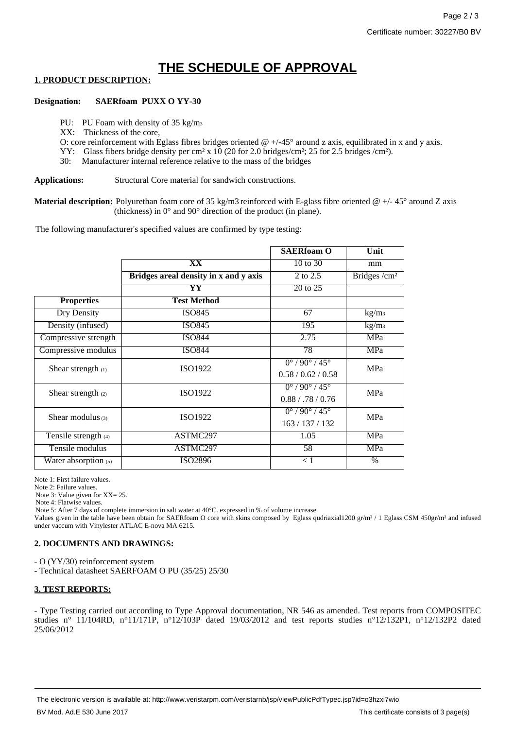Certificate number: 30227/B0 BV

# THE SCHEDULE OF APPROVAL

## 1. PRODUCT DESCRIPTION:

**Designation:** **SAERfoam PUXX O YY-30**

- PU: PU Foam with density of 35 kg/m3
- XX: Thickness of the core,
- O: core reinforcement with Eglass fibres bridges oriented @ +/-45° around z axis, equilibrated in x and y axis.
- YY: Glass fibers bridge density per cm² x 10 (20 for 2.0 bridges/cm²; 25 for 2.5 bridges /cm²).
- 30: Manufacturer internal reference relative to the mass of the bridges

**Applications:** Structural Core material for sandwich constructions.

**Material description:** Polyurethan foam core of 35 kg/m3 reinforced with E-glass fibre oriented @ +/- 45° around Z axis (thickness) in 0° and 90° direction of the product (in plane).

The following manufacturer's specified values are confirmed by type testing:

| | | **SAERfoam O** | **Unit** |
|---|---|---|---|
| | **XX** | 10 to 30 | mm |
| | **Bridges areal density in x and y axis** | 2 to 2.5 | Bridges /cm² |
| | **YY** | 20 to 25 | |
| **Properties** | **Test Method** | | |
| Dry Density | ISO845 | 67 | kg/m3 |
| Density (infused) | ISO845 | 195 | kg/m3 |
| Compressive strength | ISO844 | 2.75 | MPa |
| Compressive modulus | ISO844 | 78 | MPa |
| Shear strength (1) | ISO1922 | 0° / 90° / 45° 0.58 / 0.62 / 0.58 | MPa |
| Shear strength (2) | ISO1922 | 0° / 90° / 45° 0.88 / .78 / 0.76 | MPa |
| Shear modulus (3) | ISO1922 | 0° / 90° / 45° 163 / 137 / 132 | MPa |
| Tensile strength (4) | ASTMC297 | 1.05 | MPa |
| Tensile modulus | ASTMC297 | 58 | MPa |
| Water absorption (5) | ISO2896 | < 1 | % |

Note 1: First failure values.
Note 2: Failure values.
Note 3: Value given for XX= 25.
Note 4: Flatwise values.
Note 5: After 7 days of complete immersion in salt water at 40°C. expressed in % of volume increase.
Values given in the table have been obtain for SAERfoam O core with skins composed by Eglass qudriaxial1200 gr/m² / 1 Eglass CSM 450gr/m² and infused under vaccum with Vinylester ATLAC E-nova MA 6215.

## 2. DOCUMENTS AND DRAWINGS:

- O (YY/30) reinforcement system
- Technical datasheet SAERFOAM O PU (35/25) 25/30

## 3. TEST REPORTS:

- Type Testing carried out according to Type Approval documentation, NR 546 as amended. Test reports from COMPOSITEC studies n° 11/104RD, n°11/171P, n°12/103P dated 19/03/2012 and test reports studies n°12/132P1, n°12/132P2 dated 25/06/2012

The electronic version is available at: http://www.veristarpm.com/veristarnb/jsp/viewPublicPdfTypec.jsp?id=o3hzxi7wio

BV Mod. Ad.E 530 June 2017

This certificate consists of 3 page(s)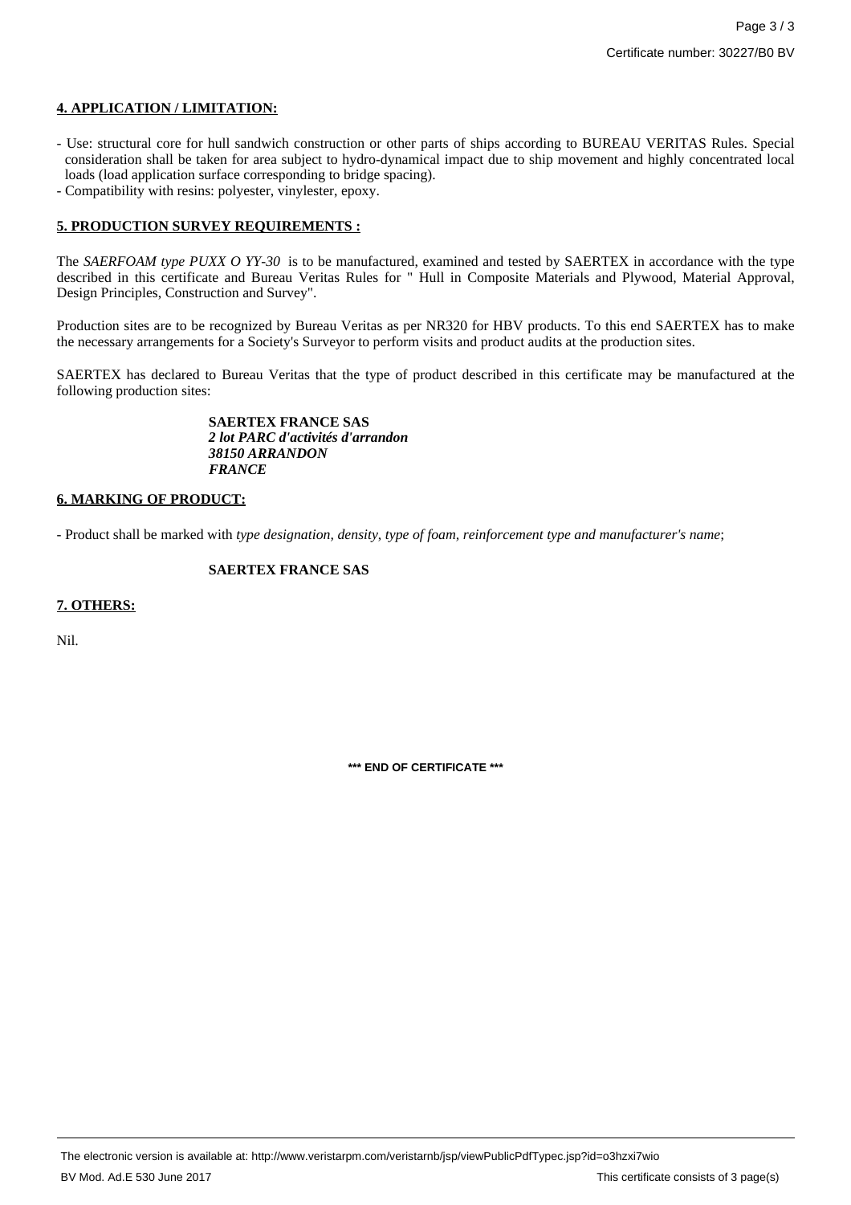## 4. APPLICATION / LIMITATION:

- Use: structural core for hull sandwich construction or other parts of ships according to BUREAU VERITAS Rules. Special consideration shall be taken for area subject to hydro-dynamical impact due to ship movement and highly concentrated local loads (load application surface corresponding to bridge spacing).
- Compatibility with resins: polyester, vinylester, epoxy.

## 5. PRODUCTION SURVEY REQUIREMENTS :

The *SAERFOAM type PUXX O YY-30* is to be manufactured, examined and tested by SAERTEX in accordance with the type described in this certificate and Bureau Veritas Rules for " Hull in Composite Materials and Plywood, Material Approval, Design Principles, Construction and Survey".

Production sites are to be recognized by Bureau Veritas as per NR320 for HBV products. To this end SAERTEX has to make the necessary arrangements for a Society's Surveyor to perform visits and product audits at the production sites.

SAERTEX has declared to Bureau Veritas that the type of product described in this certificate may be manufactured at the following production sites:

**SAERTEX FRANCE SAS**
***2 lot PARC d'activités d'arrandon***
***38150 ARRANDON***
***FRANCE***

## 6. MARKING OF PRODUCT:

- Product shall be marked with *type designation, density, type of foam, reinforcement type and manufacturer's name*;

**SAERTEX FRANCE SAS**

## 7. OTHERS:

Nil.

**\*\*\* END OF CERTIFICATE \*\*\***

The electronic version is available at: http://www.veristarpm.com/veristarnb/jsp/viewPublicPdfTypec.jsp?id=o3hzxi7wio

BV Mod. Ad.E 530 June 2017

This certificate consists of 3 page(s)